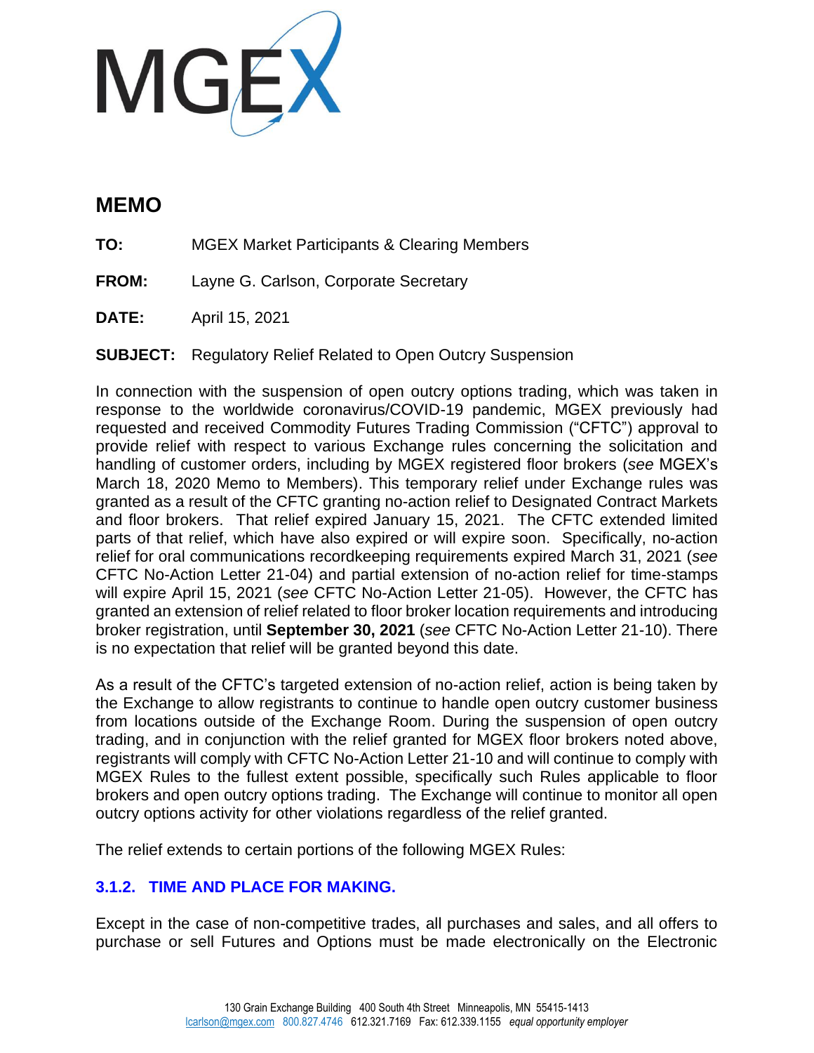MGEX

# MEMO

**TO:** MGEX Market Participants & Clearing Members

**FROM:** Layne G. Carlson, Corporate Secretary

**DATE:** April 15, 2021

**SUBJECT:** Regulatory Relief Related to Open Outcry Suspension

In connection with the suspension of open outcry options trading, which was taken in response to the worldwide coronavirus/COVID-19 pandemic, MGEX previously had requested and received Commodity Futures Trading Commission ("CFTC") approval to provide relief with respect to various Exchange rules concerning the solicitation and handling of customer orders, including by MGEX registered floor brokers (*see* MGEX's March 18, 2020 Memo to Members). This temporary relief under Exchange rules was granted as a result of the CFTC granting no-action relief to Designated Contract Markets and floor brokers. That relief expired January 15, 2021. The CFTC extended limited parts of that relief, which have also expired or will expire soon. Specifically, no-action relief for oral communications recordkeeping requirements expired March 31, 2021 (*see* CFTC No-Action Letter 21-04) and partial extension of no-action relief for time-stamps will expire April 15, 2021 (*see* CFTC No-Action Letter 21-05). However, the CFTC has granted an extension of relief related to floor broker location requirements and introducing broker registration, until **September 30, 2021** (*see* CFTC No-Action Letter 21-10). There is no expectation that relief will be granted beyond this date.

As a result of the CFTC's targeted extension of no-action relief, action is being taken by the Exchange to allow registrants to continue to handle open outcry customer business from locations outside of the Exchange Room. During the suspension of open outcry trading, and in conjunction with the relief granted for MGEX floor brokers noted above, registrants will comply with CFTC No-Action Letter 21-10 and will continue to comply with MGEX Rules to the fullest extent possible, specifically such Rules applicable to floor brokers and open outcry options trading. The Exchange will continue to monitor all open outcry options activity for other violations regardless of the relief granted.

The relief extends to certain portions of the following MGEX Rules:

### 3.1.2. TIME AND PLACE FOR MAKING.

Except in the case of non-competitive trades, all purchases and sales, and all offers to purchase or sell Futures and Options must be made electronically on the Electronic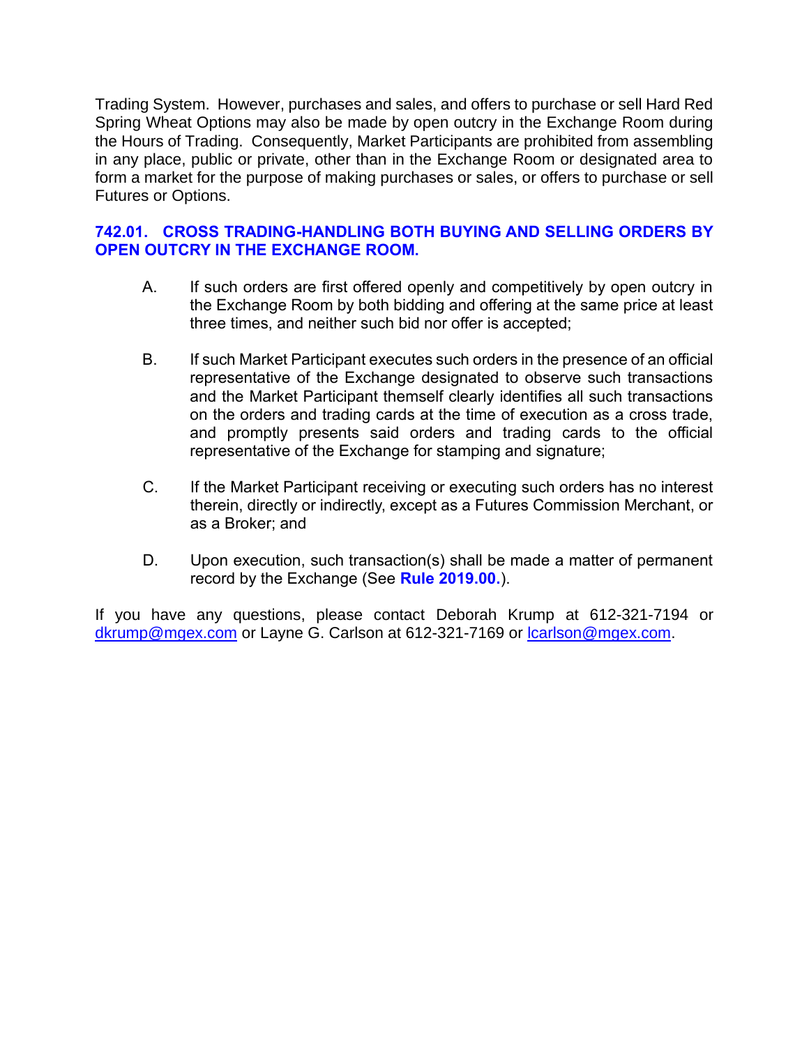Trading System. However, purchases and sales, and offers to purchase or sell Hard Red Spring Wheat Options may also be made by open outcry in the Exchange Room during the Hours of Trading. Consequently, Market Participants are prohibited from assembling in any place, public or private, other than in the Exchange Room or designated area to form a market for the purpose of making purchases or sales, or offers to purchase or sell Futures or Options.

### 742.01. CROSS TRADING-HANDLING BOTH BUYING AND SELLING ORDERS BY OPEN OUTCRY IN THE EXCHANGE ROOM.

A. If such orders are first offered openly and competitively by open outcry in the Exchange Room by both bidding and offering at the same price at least three times, and neither such bid nor offer is accepted;

B. If such Market Participant executes such orders in the presence of an official representative of the Exchange designated to observe such transactions and the Market Participant themself clearly identifies all such transactions on the orders and trading cards at the time of execution as a cross trade, and promptly presents said orders and trading cards to the official representative of the Exchange for stamping and signature;

C. If the Market Participant receiving or executing such orders has no interest therein, directly or indirectly, except as a Futures Commission Merchant, or as a Broker; and

D. Upon execution, such transaction(s) shall be made a matter of permanent record by the Exchange (See **Rule 2019.00.**).

If you have any questions, please contact Deborah Krump at 612-321-7194 or dkrump@mgex.com or Layne G. Carlson at 612-321-7169 or lcarlson@mgex.com.